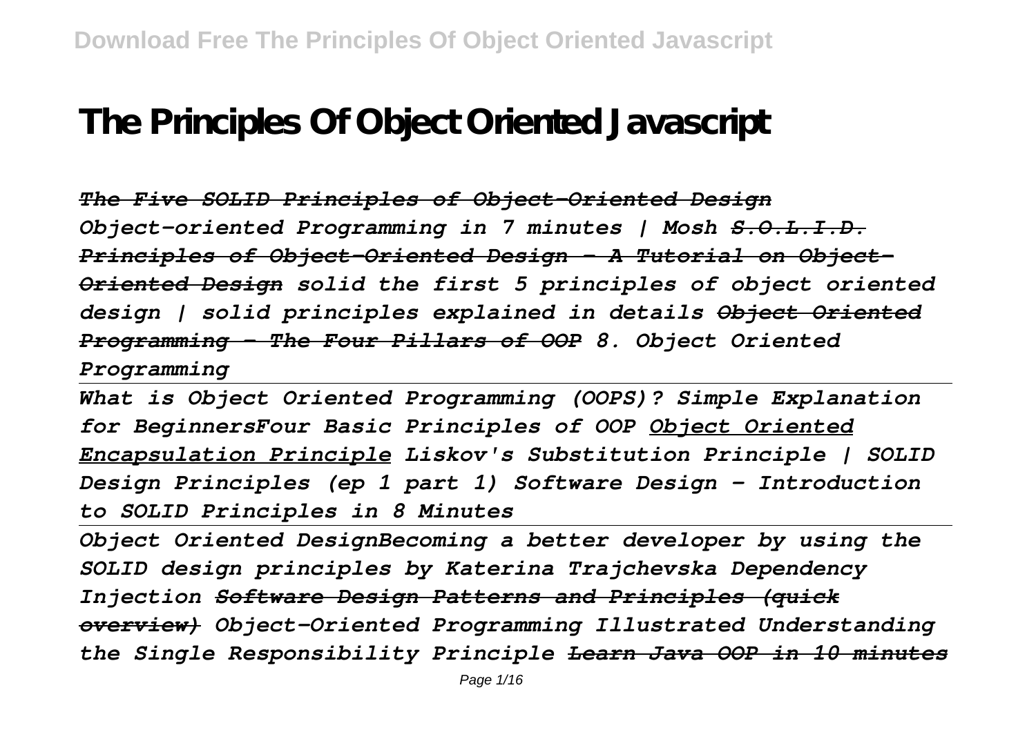# The Principles Of Object Oriented Javascript

*~~The Five SOLID Principles of Object-Oriented Design~~* *Object-oriented Programming in 7 minutes | Mosh* *~~S.O.L.I.D. Principles of Object-Oriented Design - A Tutorial on Object-Oriented Design~~* *solid the first 5 principles of object oriented design | solid principles explained in details* *~~Object Oriented Programming - The Four Pillars of OOP~~* *8. Object Oriented Programming*

*What is Object Oriented Programming (OOPS)? Simple Explanation for BeginnersFour Basic Principles of OOP* *Object Oriented Encapsulation Principle* *Liskov's Substitution Principle | SOLID Design Principles (ep 1 part 1)* *Software Design - Introduction to SOLID Principles in 8 Minutes*

*Object Oriented DesignBecoming a better developer by using the SOLID design principles by Katerina Trajchevska* *Dependency Injection* *~~Software Design Patterns and Principles (quick overview)~~* *Object-Oriented Programming Illustrated* *Understanding the Single Responsibility Principle* *~~Learn Java OOP in 10 minutes~~*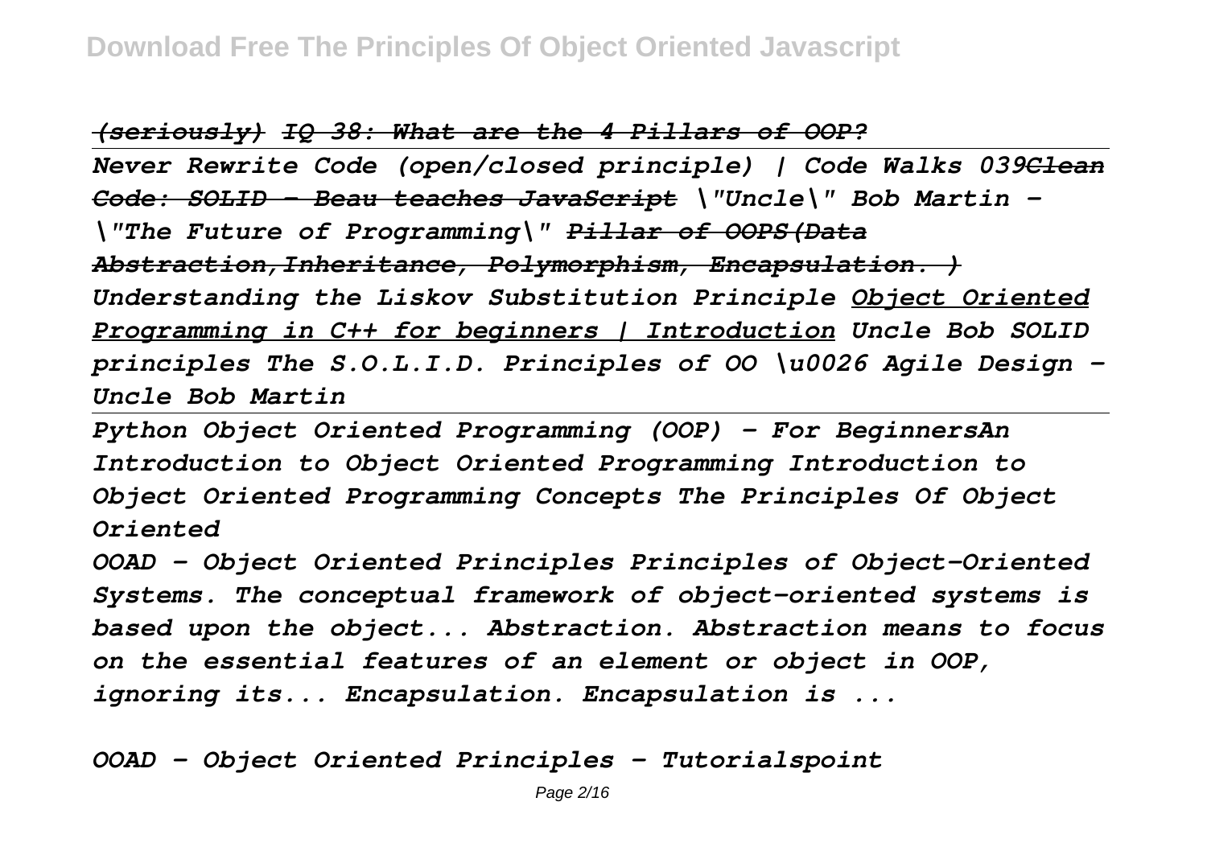*~~(seriously)~~ ~~IQ 38: What are the 4 Pillars of OOP?~~*

*Never Rewrite Code (open/closed principle) | Code Walks 039~~Clean Code: SOLID - Beau teaches JavaScript~~ \"Uncle\" Bob Martin - \"The Future of Programming\" ~~Pillar of OOPS(Data Abstraction,Inheritance, Polymorphism, Encapsulation. )~~ Understanding the Liskov Substitution Principle Object Oriented Programming in C++ for beginners | Introduction Uncle Bob SOLID principles The S.O.L.I.D. Principles of OO \u0026 Agile Design - Uncle Bob Martin*

*Python Object Oriented Programming (OOP) - For BeginnersAn Introduction to Object Oriented Programming Introduction to Object Oriented Programming Concepts The Principles Of Object Oriented*

*OOAD - Object Oriented Principles Principles of Object-Oriented Systems. The conceptual framework of object–oriented systems is based upon the object... Abstraction. Abstraction means to focus on the essential features of an element or object in OOP, ignoring its... Encapsulation. Encapsulation is ...*

*OOAD - Object Oriented Principles - Tutorialspoint*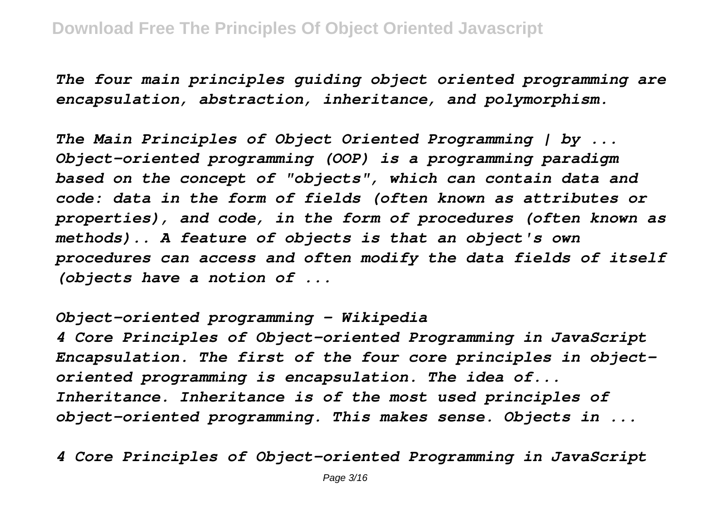*The four main principles guiding object oriented programming are encapsulation, abstraction, inheritance, and polymorphism.*

*The Main Principles of Object Oriented Programming | by ...*
*Object-oriented programming (OOP) is a programming paradigm based on the concept of "objects", which can contain data and code: data in the form of fields (often known as attributes or properties), and code, in the form of procedures (often known as methods).. A feature of objects is that an object's own procedures can access and often modify the data fields of itself (objects have a notion of ...*

*Object-oriented programming - Wikipedia*
*4 Core Principles of Object-oriented Programming in JavaScript Encapsulation. The first of the four core principles in object-oriented programming is encapsulation. The idea of... Inheritance. Inheritance is of the most used principles of object-oriented programming. This makes sense. Objects in ...*

*4 Core Principles of Object-oriented Programming in JavaScript*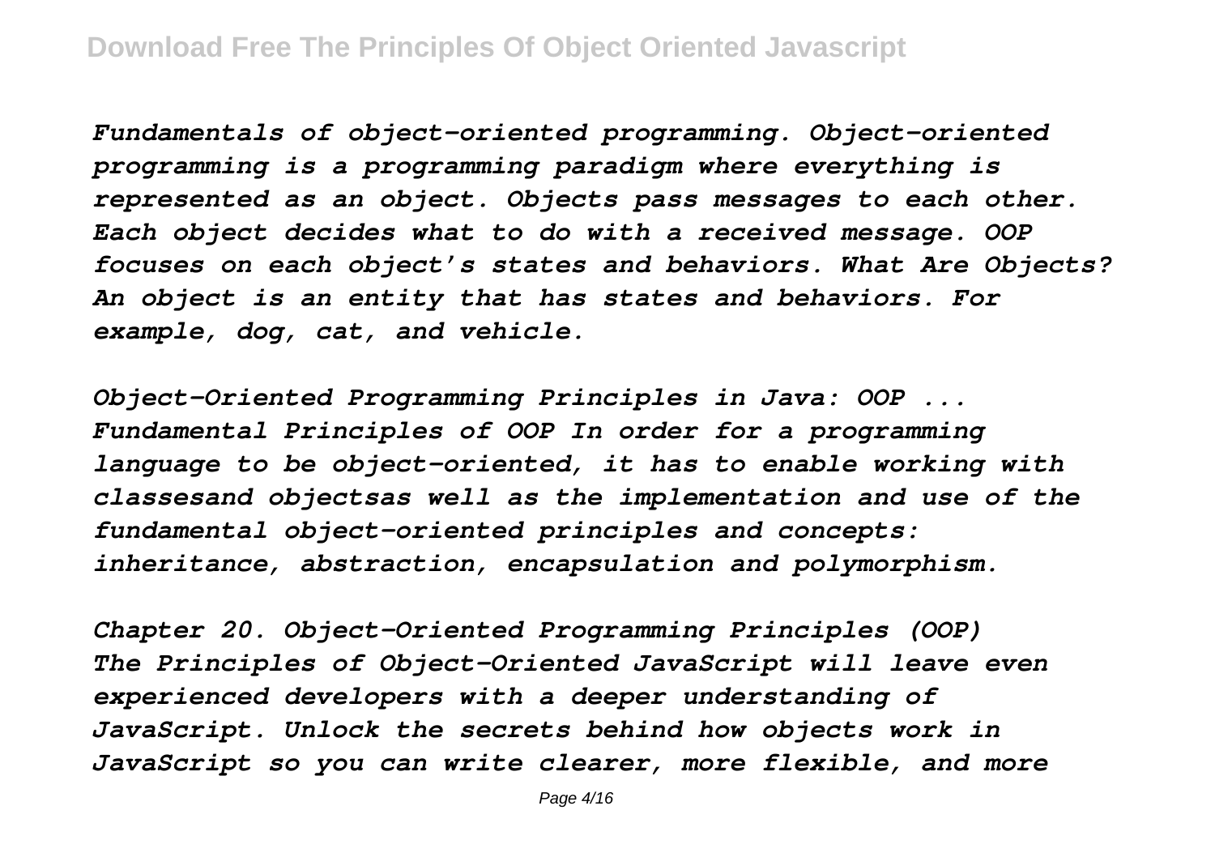*Fundamentals of object-oriented programming. Object-oriented programming is a programming paradigm where everything is represented as an object. Objects pass messages to each other. Each object decides what to do with a received message. OOP focuses on each object's states and behaviors. What Are Objects? An object is an entity that has states and behaviors. For example, dog, cat, and vehicle.*

*Object-Oriented Programming Principles in Java: OOP ...*
*Fundamental Principles of OOP In order for a programming language to be object-oriented, it has to enable working with classesand objectsas well as the implementation and use of the fundamental object-oriented principles and concepts: inheritance, abstraction, encapsulation and polymorphism.*

*Chapter 20. Object-Oriented Programming Principles (OOP)*
*The Principles of Object-Oriented JavaScript will leave even experienced developers with a deeper understanding of JavaScript. Unlock the secrets behind how objects work in JavaScript so you can write clearer, more flexible, and more*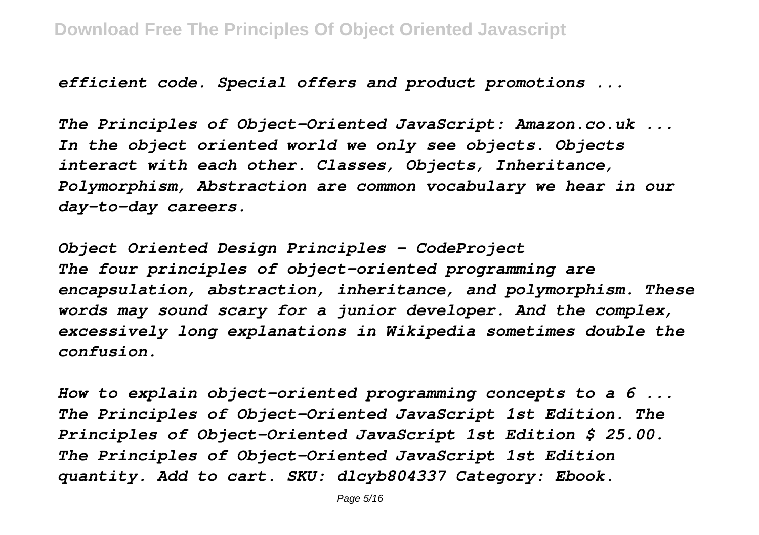*efficient code. Special offers and product promotions ...*

*The Principles of Object-Oriented JavaScript: Amazon.co.uk ...*
*In the object oriented world we only see objects. Objects interact with each other. Classes, Objects, Inheritance, Polymorphism, Abstraction are common vocabulary we hear in our day-to-day careers.*

*Object Oriented Design Principles - CodeProject*
*The four principles of object-oriented programming are encapsulation, abstraction, inheritance, and polymorphism. These words may sound scary for a junior developer. And the complex, excessively long explanations in Wikipedia sometimes double the confusion.*

*How to explain object-oriented programming concepts to a 6 ...*
*The Principles of Object-Oriented JavaScript 1st Edition. The Principles of Object-Oriented JavaScript 1st Edition $ 25.00. The Principles of Object-Oriented JavaScript 1st Edition quantity. Add to cart. SKU: dlcyb804337 Category: Ebook.*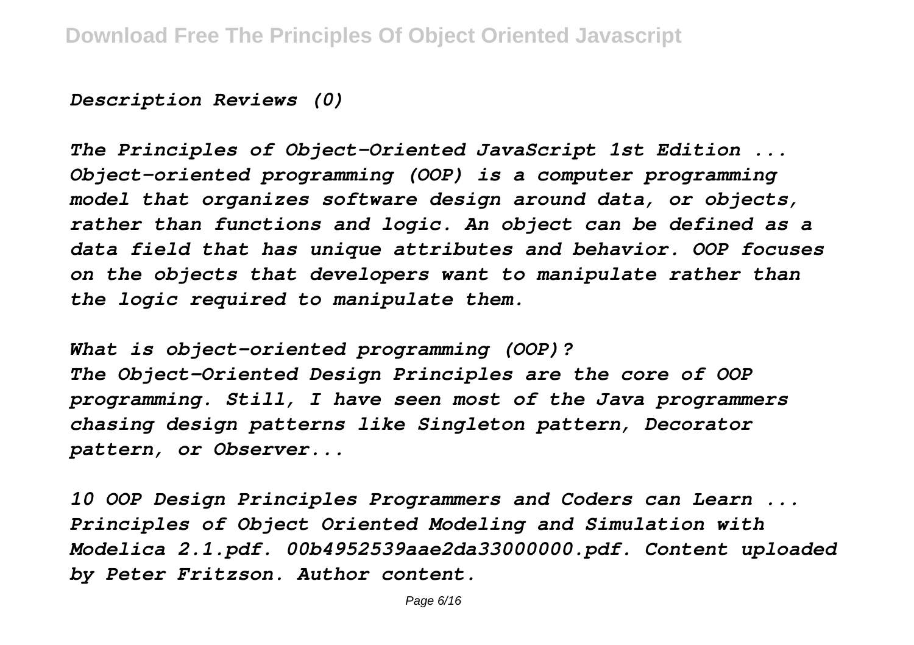*Description Reviews (0)*

*The Principles of Object-Oriented JavaScript 1st Edition ...*
*Object-oriented programming (OOP) is a computer programming model that organizes software design around data, or objects, rather than functions and logic. An object can be defined as a data field that has unique attributes and behavior. OOP focuses on the objects that developers want to manipulate rather than the logic required to manipulate them.*

*What is object-oriented programming (OOP)?*
*The Object-Oriented Design Principles are the core of OOP programming. Still, I have seen most of the Java programmers chasing design patterns like Singleton pattern, Decorator pattern, or Observer...*

*10 OOP Design Principles Programmers and Coders can Learn ...*
*Principles of Object Oriented Modeling and Simulation with Modelica 2.1.pdf. 00b4952539aae2da33000000.pdf. Content uploaded by Peter Fritzson. Author content.*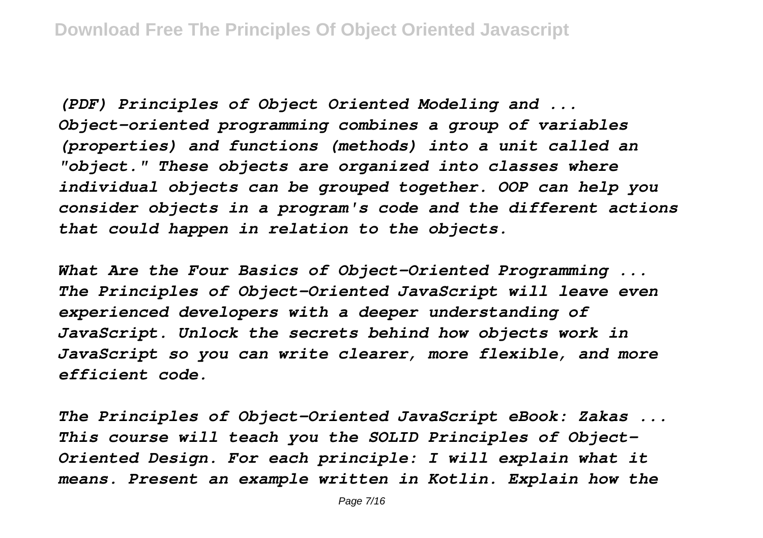*(PDF) Principles of Object Oriented Modeling and ...*
*Object-oriented programming combines a group of variables (properties) and functions (methods) into a unit called an "object." These objects are organized into classes where individual objects can be grouped together. OOP can help you consider objects in a program's code and the different actions that could happen in relation to the objects.*

*What Are the Four Basics of Object-Oriented Programming ...*
*The Principles of Object-Oriented JavaScript will leave even experienced developers with a deeper understanding of JavaScript. Unlock the secrets behind how objects work in JavaScript so you can write clearer, more flexible, and more efficient code.*

*The Principles of Object-Oriented JavaScript eBook: Zakas ...*
*This course will teach you the SOLID Principles of Object-Oriented Design. For each principle: I will explain what it means. Present an example written in Kotlin. Explain how the*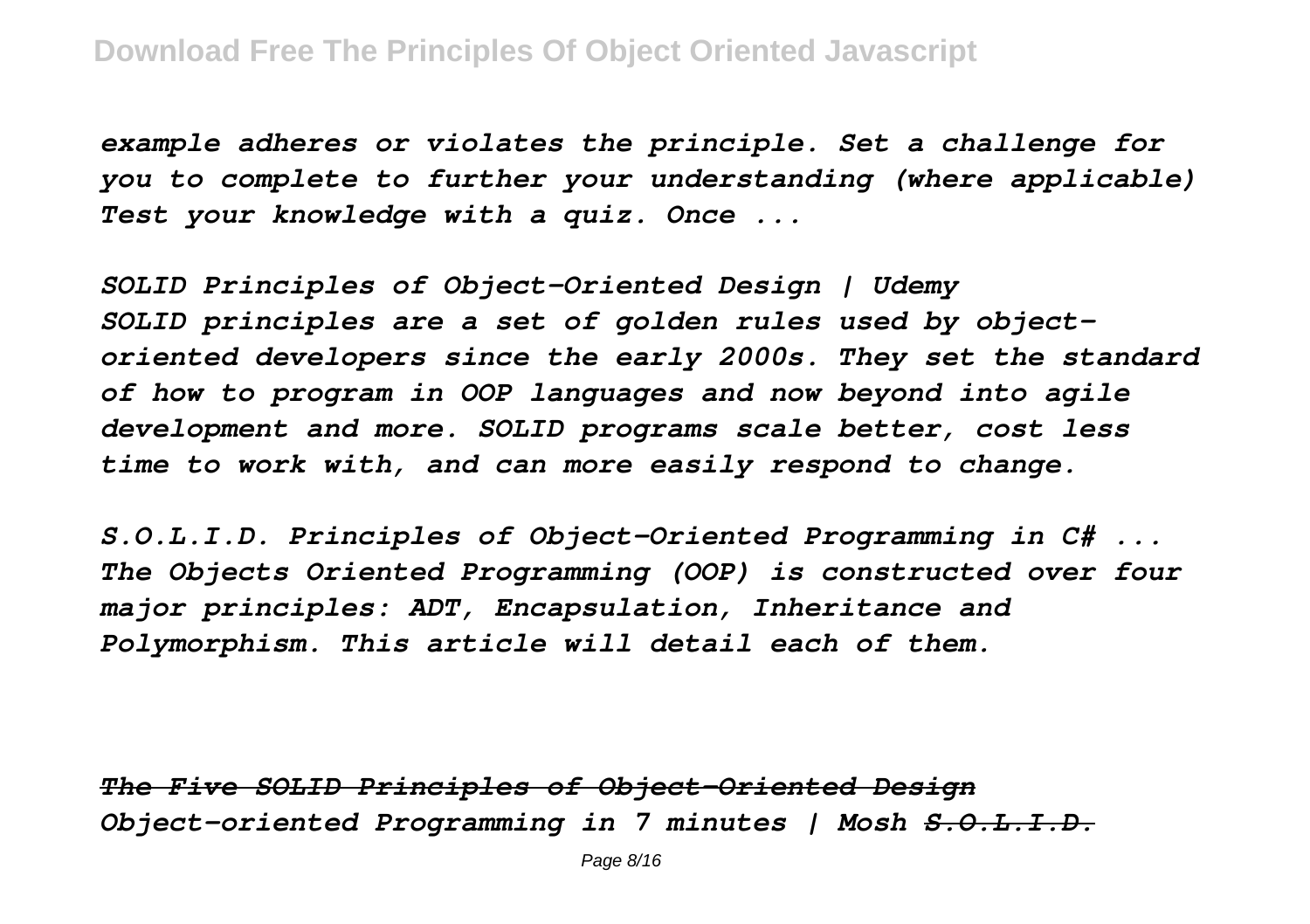*example adheres or violates the principle. Set a challenge for you to complete to further your understanding (where applicable) Test your knowledge with a quiz. Once ...*

*SOLID Principles of Object-Oriented Design | Udemy*
*SOLID principles are a set of golden rules used by object-oriented developers since the early 2000s. They set the standard of how to program in OOP languages and now beyond into agile development and more. SOLID programs scale better, cost less time to work with, and can more easily respond to change.*

*S.O.L.I.D. Principles of Object-Oriented Programming in C# ...*
*The Objects Oriented Programming (OOP) is constructed over four major principles: ADT, Encapsulation, Inheritance and Polymorphism. This article will detail each of them.*

*~~The Five SOLID Principles of Object-Oriented Design~~*
*Object-oriented Programming in 7 minutes | Mosh ~~S.O.L.I.D.~~*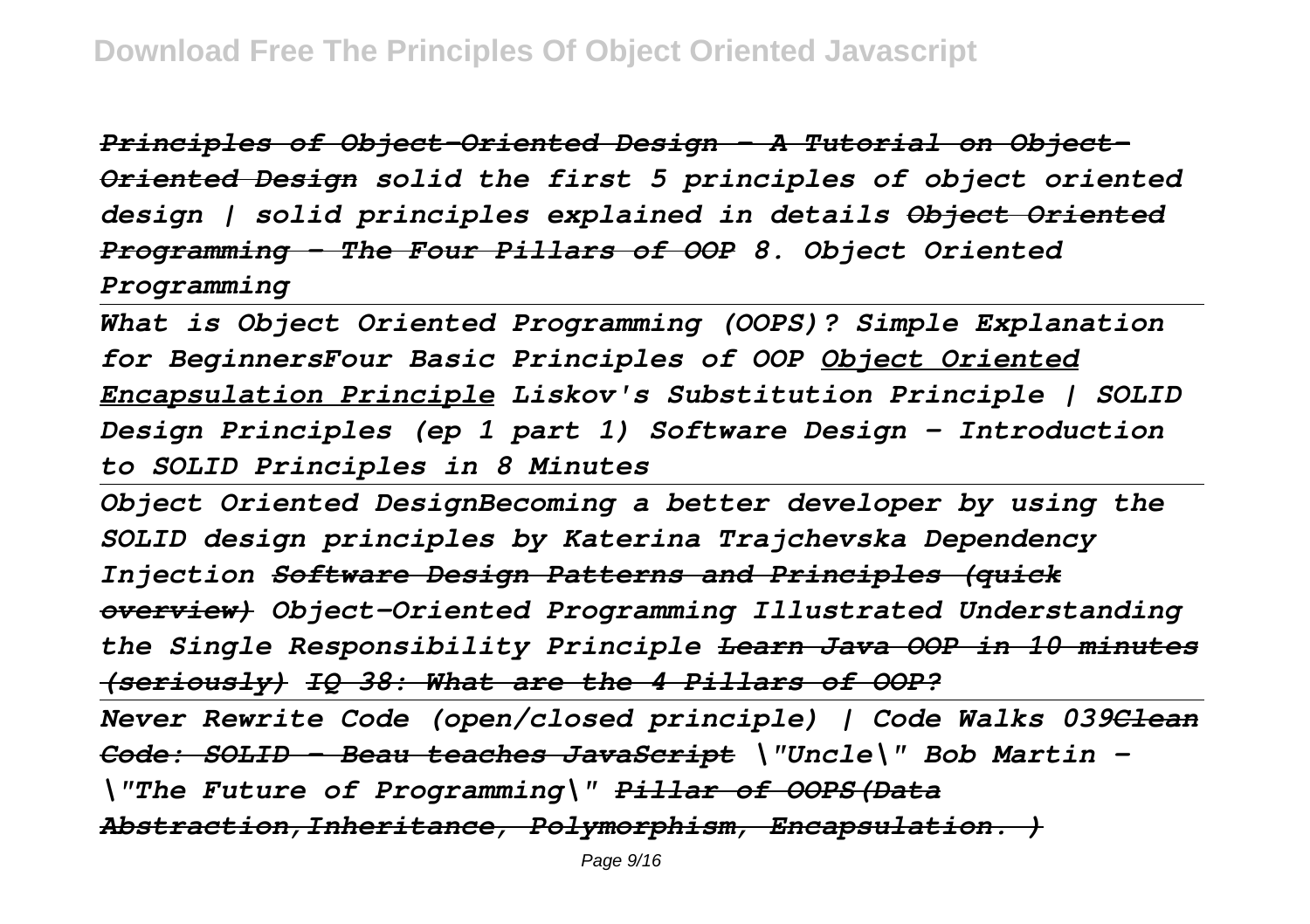***~~Principles of Object-Oriented Design - A Tutorial on Object-Oriented Design~~ solid the first 5 principles of object oriented design | solid principles explained in details ~~Object Oriented Programming - The Four Pillars of OOP~~ 8. Object Oriented Programming***

---

***What is Object Oriented Programming (OOPS)? Simple Explanation for BeginnersFour Basic Principles of OOP <u>Object Oriented Encapsulation Principle</u> Liskov's Substitution Principle | SOLID Design Principles (ep 1 part 1) Software Design - Introduction to SOLID Principles in 8 Minutes***

---

***Object Oriented DesignBecoming a better developer by using the SOLID design principles by Katerina Trajchevska Dependency Injection ~~Software Design Patterns and Principles (quick overview)~~ Object-Oriented Programming Illustrated Understanding the Single Responsibility Principle ~~Learn Java OOP in 10 minutes (seriously)~~ ~~IQ 38: What are the 4 Pillars of OOP?~~***

---

***Never Rewrite Code (open/closed principle) | Code Walks 039~~Clean Code: SOLID - Beau teaches JavaScript~~ \"Uncle\" Bob Martin - \"The Future of Programming\" ~~Pillar of OOPS(Data Abstraction,Inheritance, Polymorphism, Encapsulation. )~~***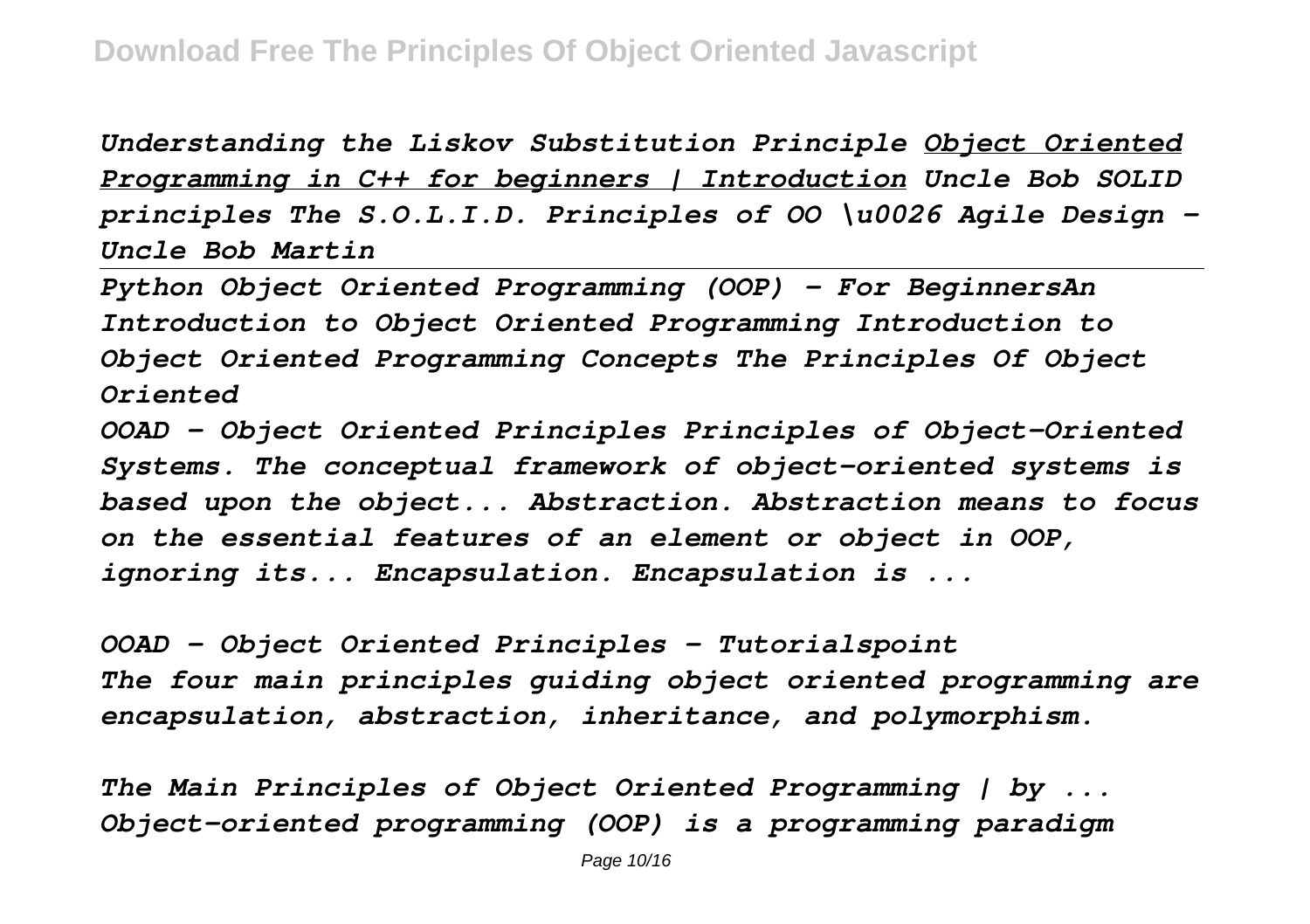*Understanding the Liskov Substitution Principle* *Object Oriented Programming in C++ for beginners | Introduction* *Uncle Bob SOLID principles The S.O.L.I.D. Principles of OO \u0026 Agile Design - Uncle Bob Martin*

---

*Python Object Oriented Programming (OOP) - For BeginnersAn Introduction to Object Oriented Programming Introduction to Object Oriented Programming Concepts The Principles Of Object Oriented*

*OOAD - Object Oriented Principles Principles of Object-Oriented Systems. The conceptual framework of object–oriented systems is based upon the object... Abstraction. Abstraction means to focus on the essential features of an element or object in OOP, ignoring its... Encapsulation. Encapsulation is ...*

*OOAD - Object Oriented Principles - Tutorialspoint*
*The four main principles guiding object oriented programming are encapsulation, abstraction, inheritance, and polymorphism.*

*The Main Principles of Object Oriented Programming | by ...*
*Object-oriented programming (OOP) is a programming paradigm*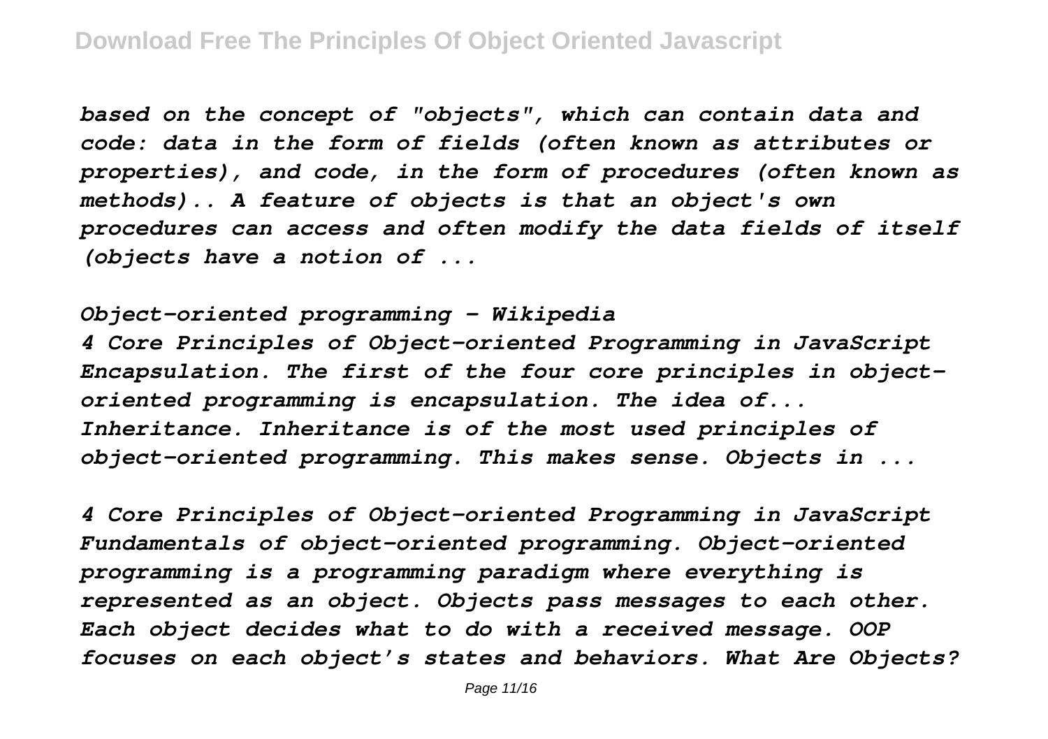*based on the concept of "objects", which can contain data and code: data in the form of fields (often known as attributes or properties), and code, in the form of procedures (often known as methods).. A feature of objects is that an object's own procedures can access and often modify the data fields of itself (objects have a notion of ...*

*Object-oriented programming - Wikipedia*

*4 Core Principles of Object-oriented Programming in JavaScript Encapsulation. The first of the four core principles in object-oriented programming is encapsulation. The idea of... Inheritance. Inheritance is of the most used principles of object-oriented programming. This makes sense. Objects in ...*

*4 Core Principles of Object-oriented Programming in JavaScript Fundamentals of object-oriented programming. Object-oriented programming is a programming paradigm where everything is represented as an object. Objects pass messages to each other. Each object decides what to do with a received message. OOP focuses on each object's states and behaviors. What Are Objects?*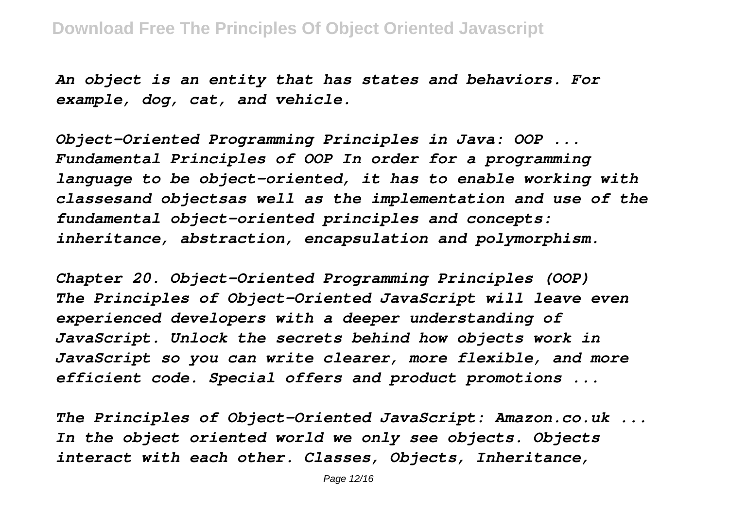*An object is an entity that has states and behaviors. For example, dog, cat, and vehicle.*

*Object-Oriented Programming Principles in Java: OOP ... Fundamental Principles of OOP In order for a programming language to be object-oriented, it has to enable working with classesand objectsas well as the implementation and use of the fundamental object-oriented principles and concepts: inheritance, abstraction, encapsulation and polymorphism.*

*Chapter 20. Object-Oriented Programming Principles (OOP) The Principles of Object-Oriented JavaScript will leave even experienced developers with a deeper understanding of JavaScript. Unlock the secrets behind how objects work in JavaScript so you can write clearer, more flexible, and more efficient code. Special offers and product promotions ...*

*The Principles of Object-Oriented JavaScript: Amazon.co.uk ... In the object oriented world we only see objects. Objects interact with each other. Classes, Objects, Inheritance,*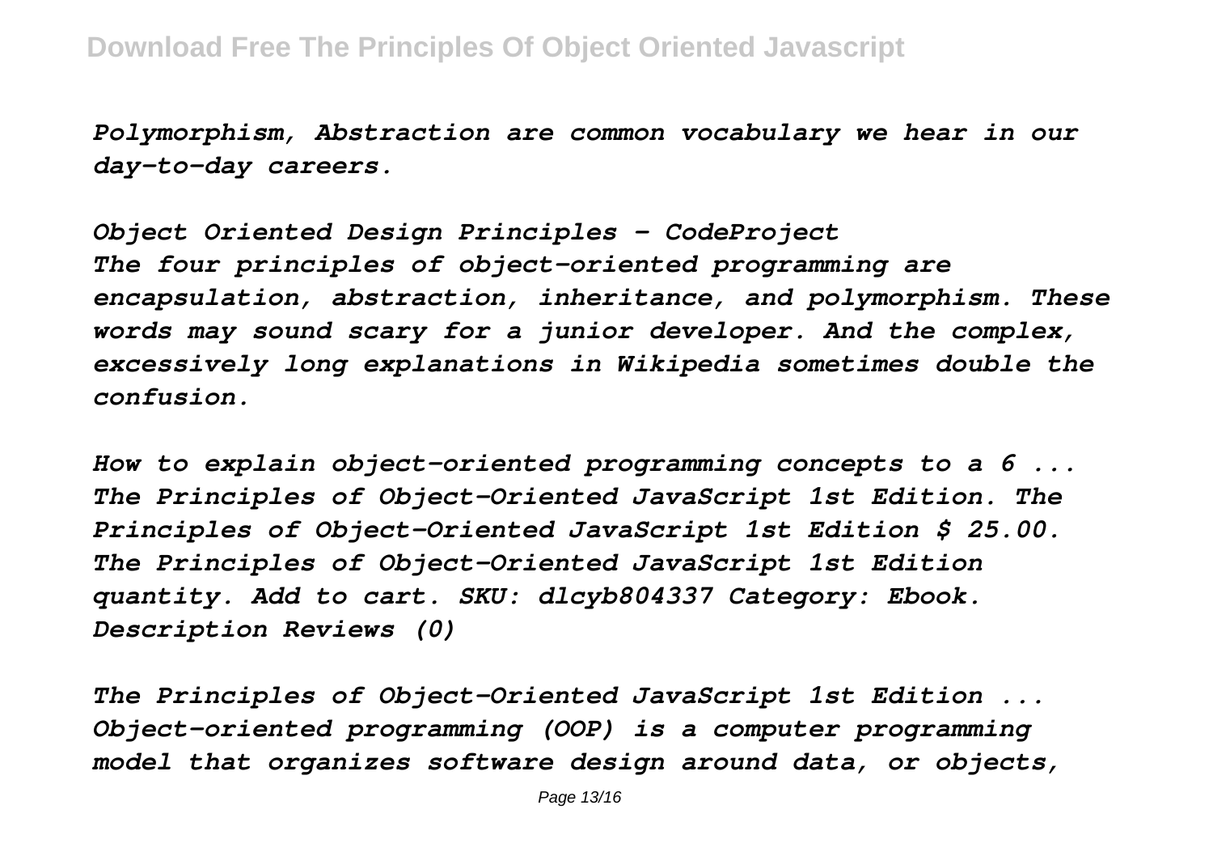*Polymorphism, Abstraction are common vocabulary we hear in our day-to-day careers.*

*Object Oriented Design Principles - CodeProject*
*The four principles of object-oriented programming are encapsulation, abstraction, inheritance, and polymorphism. These words may sound scary for a junior developer. And the complex, excessively long explanations in Wikipedia sometimes double the confusion.*

*How to explain object-oriented programming concepts to a 6 ...*
*The Principles of Object-Oriented JavaScript 1st Edition. The Principles of Object-Oriented JavaScript 1st Edition $ 25.00. The Principles of Object-Oriented JavaScript 1st Edition quantity. Add to cart. SKU: dlcyb804337 Category: Ebook. Description Reviews (0)*

*The Principles of Object-Oriented JavaScript 1st Edition ...*
*Object-oriented programming (OOP) is a computer programming model that organizes software design around data, or objects,*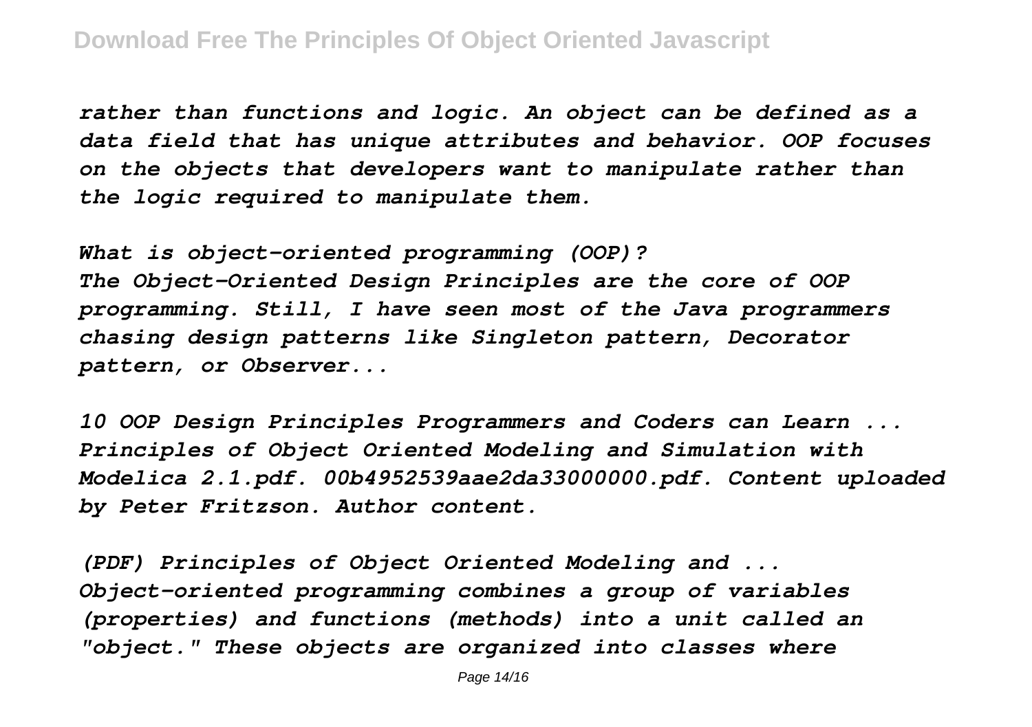*rather than functions and logic. An object can be defined as a data field that has unique attributes and behavior. OOP focuses on the objects that developers want to manipulate rather than the logic required to manipulate them.*

*What is object-oriented programming (OOP)?*
*The Object-Oriented Design Principles are the core of OOP programming. Still, I have seen most of the Java programmers chasing design patterns like Singleton pattern, Decorator pattern, or Observer...*

*10 OOP Design Principles Programmers and Coders can Learn ...*
*Principles of Object Oriented Modeling and Simulation with Modelica 2.1.pdf. 00b4952539aae2da33000000.pdf. Content uploaded by Peter Fritzson. Author content.*

*(PDF) Principles of Object Oriented Modeling and ...*
*Object-oriented programming combines a group of variables (properties) and functions (methods) into a unit called an "object." These objects are organized into classes where*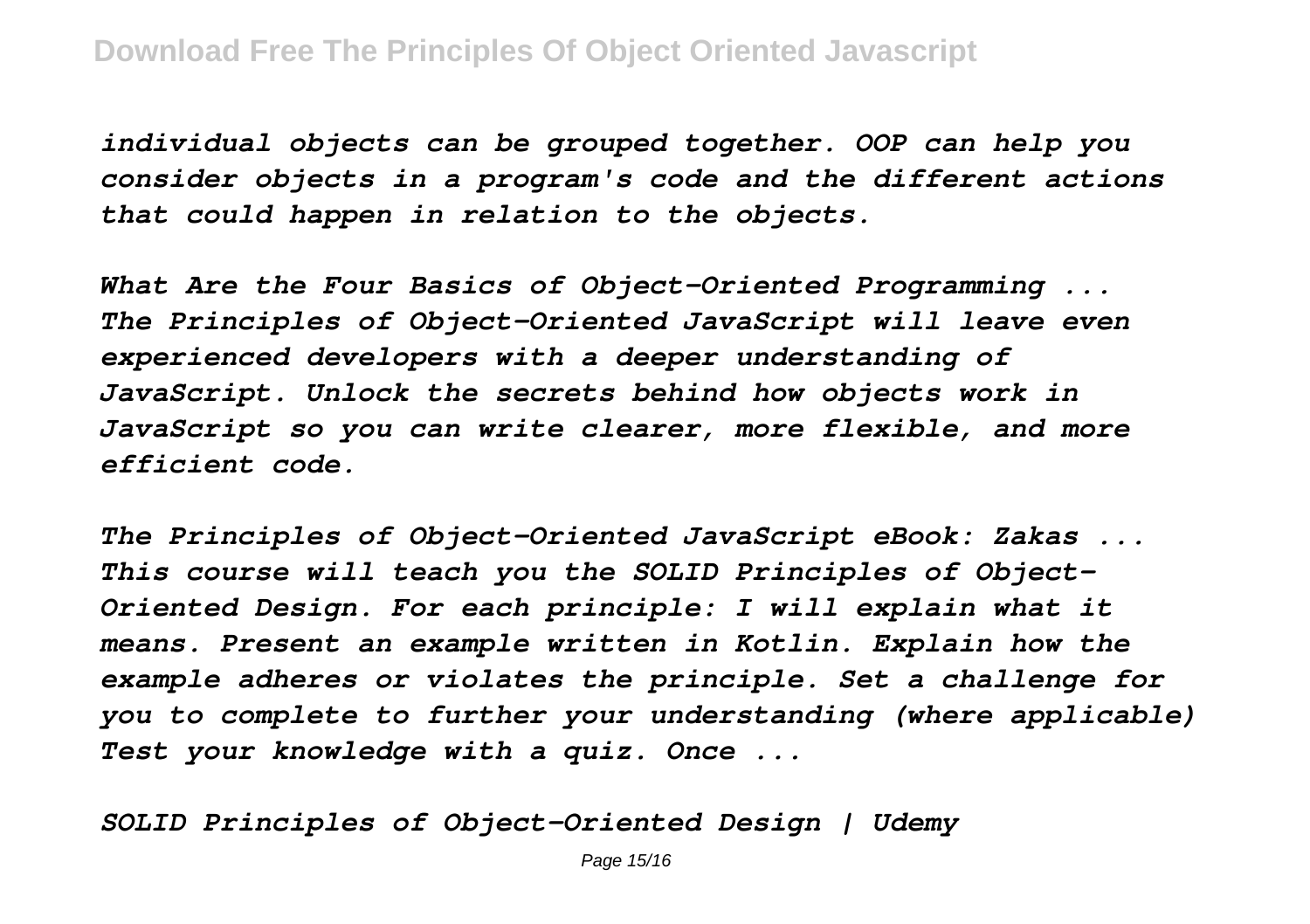*individual objects can be grouped together. OOP can help you consider objects in a program's code and the different actions that could happen in relation to the objects.*

*What Are the Four Basics of Object-Oriented Programming ...*
*The Principles of Object-Oriented JavaScript will leave even experienced developers with a deeper understanding of JavaScript. Unlock the secrets behind how objects work in JavaScript so you can write clearer, more flexible, and more efficient code.*

*The Principles of Object-Oriented JavaScript eBook: Zakas ...*
*This course will teach you the SOLID Principles of Object-Oriented Design. For each principle: I will explain what it means. Present an example written in Kotlin. Explain how the example adheres or violates the principle. Set a challenge for you to complete to further your understanding (where applicable) Test your knowledge with a quiz. Once ...*

*SOLID Principles of Object-Oriented Design | Udemy*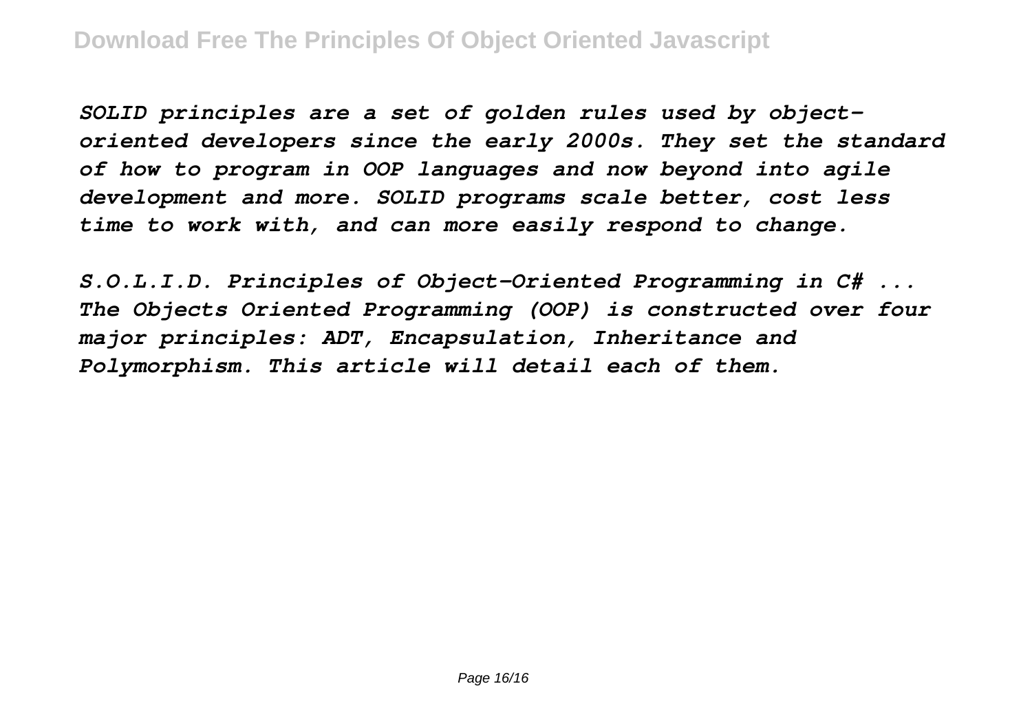*SOLID principles are a set of golden rules used by object-oriented developers since the early 2000s. They set the standard of how to program in OOP languages and now beyond into agile development and more. SOLID programs scale better, cost less time to work with, and can more easily respond to change.*

*S.O.L.I.D. Principles of Object-Oriented Programming in C# ...*
*The Objects Oriented Programming (OOP) is constructed over four major principles: ADT, Encapsulation, Inheritance and Polymorphism. This article will detail each of them.*